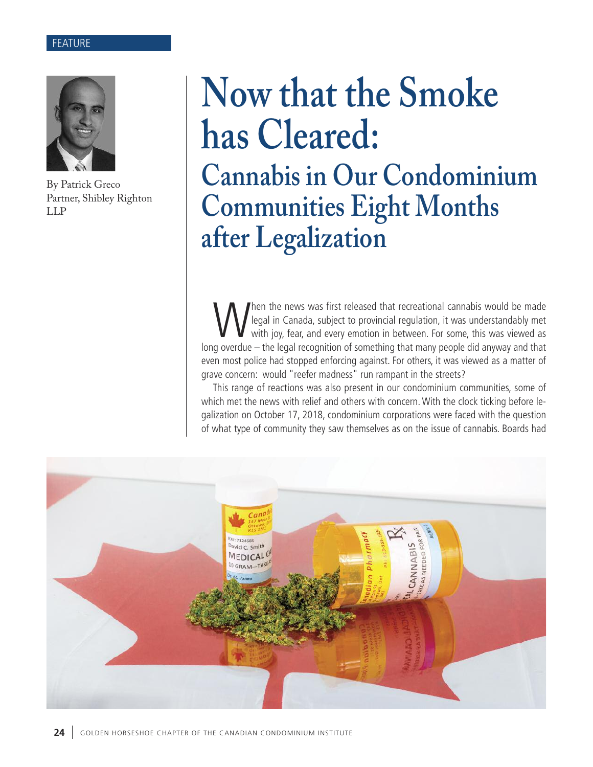FEATURE

# Now that the Smoke has Cleared:

## Cannabis in Our Condominium Communities Eight Months after Legalization

By Patrick Greco
Partner, Shibley Righton LLP

When the news was first released that recreational cannabis would be made legal in Canada, subject to provincial regulation, it was understandably met with joy, fear, and every emotion in between. For some, this was viewed as long overdue – the legal recognition of something that many people did anyway and that even most police had stopped enforcing against. For others, it was viewed as a matter of grave concern: would "reefer madness" run rampant in the streets?

This range of reactions was also present in our condominium communities, some of which met the news with relief and others with concern. With the clock ticking before legalization on October 17, 2018, condominium corporations were faced with the question of what type of community they saw themselves as on the issue of cannabis. Boards had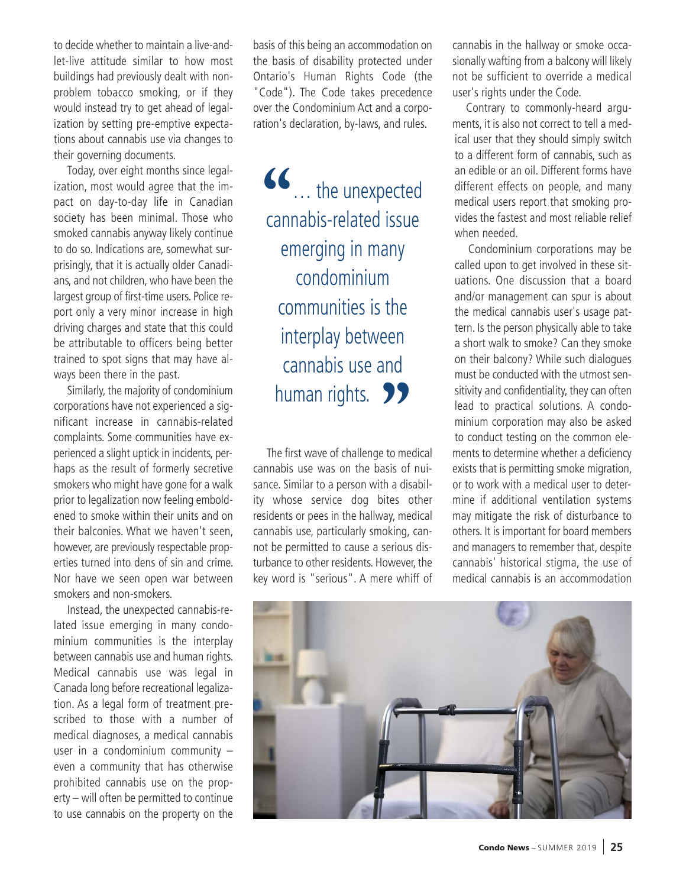to decide whether to maintain a live-and-let-live attitude similar to how most buildings had previously dealt with non-problem tobacco smoking, or if they would instead try to get ahead of legalization by setting pre-emptive expectations about cannabis use via changes to their governing documents.

Today, over eight months since legalization, most would agree that the impact on day-to-day life in Canadian society has been minimal. Those who smoked cannabis anyway likely continue to do so. Indications are, somewhat surprisingly, that it is actually older Canadians, and not children, who have been the largest group of first-time users. Police report only a very minor increase in high driving charges and state that this could be attributable to officers being better trained to spot signs that may have always been there in the past.

Similarly, the majority of condominium corporations have not experienced a significant increase in cannabis-related complaints. Some communities have experienced a slight uptick in incidents, perhaps as the result of formerly secretive smokers who might have gone for a walk prior to legalization now feeling emboldened to smoke within their units and on their balconies. What we haven't seen, however, are previously respectable properties turned into dens of sin and crime. Nor have we seen open war between smokers and non-smokers.

Instead, the unexpected cannabis-related issue emerging in many condominium communities is the interplay between cannabis use and human rights. Medical cannabis use was legal in Canada long before recreational legalization. As a legal form of treatment prescribed to those with a number of medical diagnoses, a medical cannabis user in a condominium community – even a community that has otherwise prohibited cannabis use on the property – will often be permitted to continue to use cannabis on the property on the basis of this being an accommodation on the basis of disability protected under Ontario's Human Rights Code (the "Code"). The Code takes precedence over the Condominium Act and a corporation's declaration, by-laws, and rules.

> "… the unexpected cannabis-related issue emerging in many condominium communities is the interplay between cannabis use and human rights."

The first wave of challenge to medical cannabis use was on the basis of nuisance. Similar to a person with a disability whose service dog bites other residents or pees in the hallway, medical cannabis use, particularly smoking, cannot be permitted to cause a serious disturbance to other residents. However, the key word is "serious". A mere whiff of cannabis in the hallway or smoke occasionally wafting from a balcony will likely not be sufficient to override a medical user's rights under the Code.

Contrary to commonly-heard arguments, it is also not correct to tell a medical user that they should simply switch to a different form of cannabis, such as an edible or an oil. Different forms have different effects on people, and many medical users report that smoking provides the fastest and most reliable relief when needed.

Condominium corporations may be called upon to get involved in these situations. One discussion that a board and/or management can spur is about the medical cannabis user's usage pattern. Is the person physically able to take a short walk to smoke? Can they smoke on their balcony? While such dialogues must be conducted with the utmost sensitivity and confidentiality, they can often lead to practical solutions. A condominium corporation may also be asked to conduct testing on the common elements to determine whether a deficiency exists that is permitting smoke migration, or to work with a medical user to determine if additional ventilation systems may mitigate the risk of disturbance to others. It is important for board members and managers to remember that, despite cannabis' historical stigma, the use of medical cannabis is an accommodation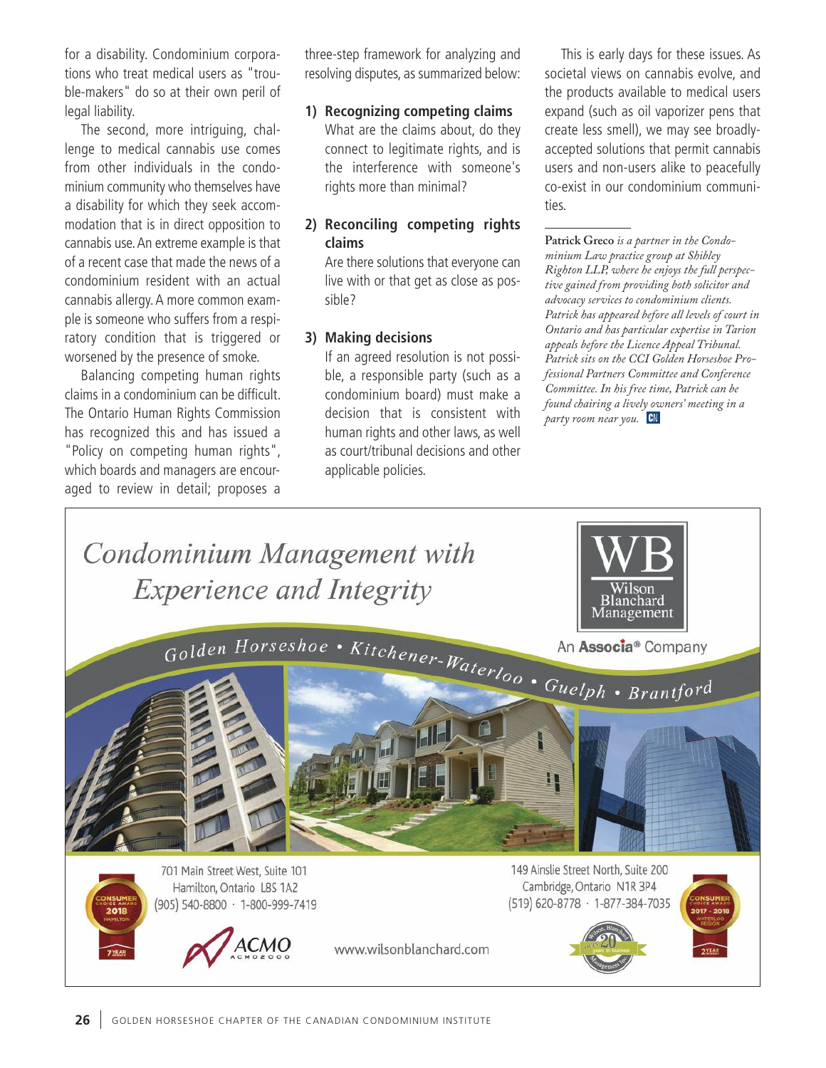for a disability. Condominium corporations who treat medical users as "trouble-makers" do so at their own peril of legal liability.

The second, more intriguing, challenge to medical cannabis use comes from other individuals in the condominium community who themselves have a disability for which they seek accommodation that is in direct opposition to cannabis use. An extreme example is that of a recent case that made the news of a condominium resident with an actual cannabis allergy. A more common example is someone who suffers from a respiratory condition that is triggered or worsened by the presence of smoke.

Balancing competing human rights claims in a condominium can be difficult. The Ontario Human Rights Commission has recognized this and has issued a "Policy on competing human rights", which boards and managers are encouraged to review in detail; proposes a three-step framework for analyzing and resolving disputes, as summarized below:

1) **Recognizing competing claims**
   What are the claims about, do they connect to legitimate rights, and is the interference with someone's rights more than minimal?

2) **Reconciling competing rights claims**
   Are there solutions that everyone can live with or that get as close as possible?

3) **Making decisions**
   If an agreed resolution is not possible, a responsible party (such as a condominium board) must make a decision that is consistent with human rights and other laws, as well as court/tribunal decisions and other applicable policies.

This is early days for these issues. As societal views on cannabis evolve, and the products available to medical users expand (such as oil vaporizer pens that create less smell), we may see broadly-accepted solutions that permit cannabis users and non-users alike to peacefully co-exist in our condominium communities.

---

**Patrick Greco** *is a partner in the Condominium Law practice group at Shibley Righton LLP, where he enjoys the full perspective gained from providing both solicitor and advocacy services to condominium clients. Patrick has appeared before all levels of court in Ontario and has particular expertise in Tarion appeals before the Licence Appeal Tribunal. Patrick sits on the CCI Golden Horseshoe Professional Partners Committee and Conference Committee. In his free time, Patrick can be found chairing a lively owners' meeting in a party room near you.*

Condominium Management with Experience and Integrity

WB Wilson Blanchard Management

An Associa® Company

Golden Horseshoe • Kitchener-Waterloo • Guelph • Brantford

701 Main Street West, Suite 101
Hamilton, Ontario L8S 1A2
(905) 540-8800 · 1-800-999-7419

149 Ainslie Street North, Suite 200
Cambridge, Ontario N1R 3P4
(519) 620-8778 · 1-877-384-7035

www.wilsonblanchard.com